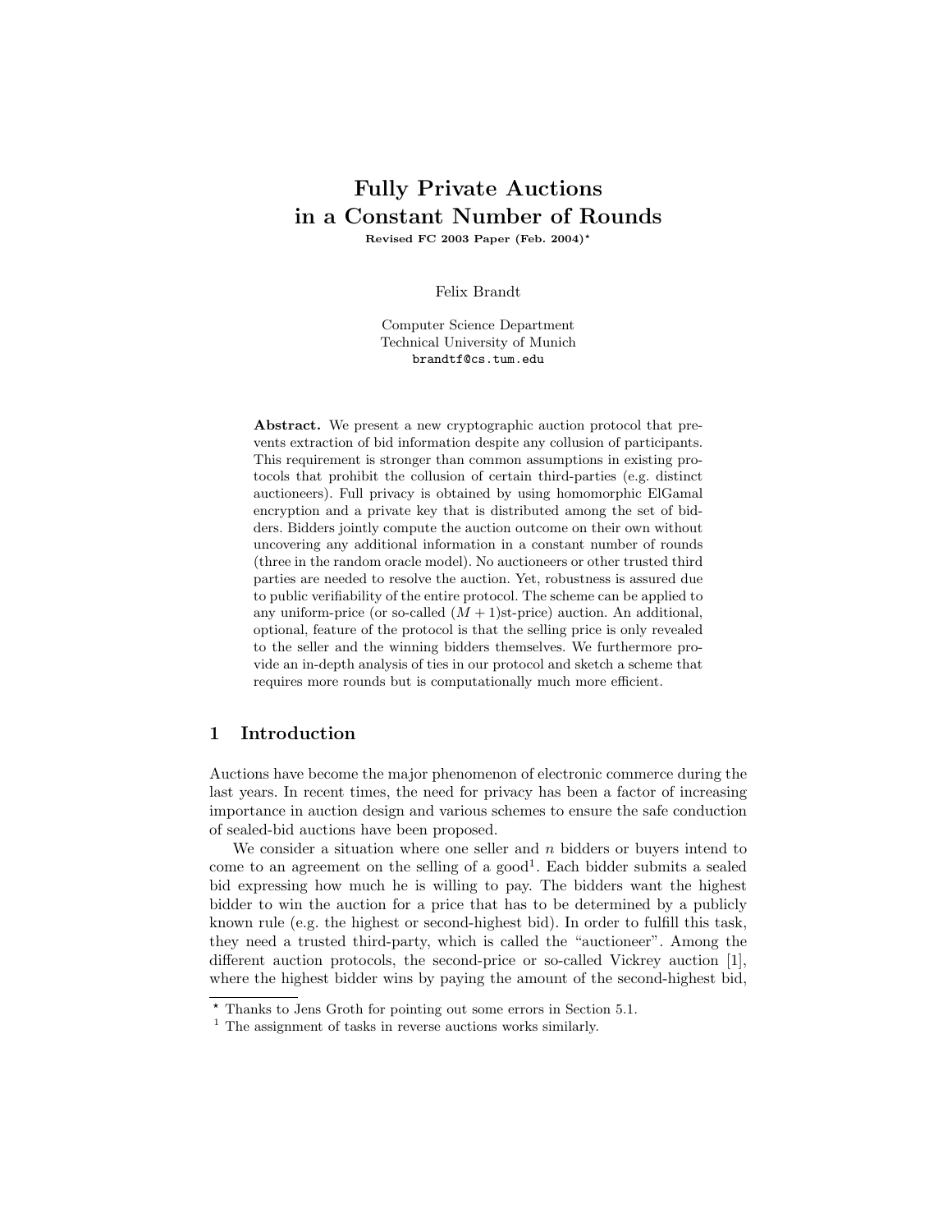# Fully Private Auctions in a Constant Number of Rounds

**Revised FC 2003 Paper (Feb. 2004)***

Felix Brandt

Computer Science Department
Technical University of Munich
brandtf@cs.tum.edu

**Abstract.** We present a new cryptographic auction protocol that prevents extraction of bid information despite any collusion of participants. This requirement is stronger than common assumptions in existing protocols that prohibit the collusion of certain third-parties (e.g. distinct auctioneers). Full privacy is obtained by using homomorphic ElGamal encryption and a private key that is distributed among the set of bidders. Bidders jointly compute the auction outcome on their own without uncovering any additional information in a constant number of rounds (three in the random oracle model). No auctioneers or other trusted third parties are needed to resolve the auction. Yet, robustness is assured due to public verifiability of the entire protocol. The scheme can be applied to any uniform-price (or so-called $(M+1)$st-price) auction. An additional, optional, feature of the protocol is that the selling price is only revealed to the seller and the winning bidders themselves. We furthermore provide an in-depth analysis of ties in our protocol and sketch a scheme that requires more rounds but is computationally much more efficient.

## 1 Introduction

Auctions have become the major phenomenon of electronic commerce during the last years. In recent times, the need for privacy has been a factor of increasing importance in auction design and various schemes to ensure the safe conduction of sealed-bid auctions have been proposed.

We consider a situation where one seller and $n$ bidders or buyers intend to come to an agreement on the selling of a good[1]. Each bidder submits a sealed bid expressing how much he is willing to pay. The bidders want the highest bidder to win the auction for a price that has to be determined by a publicly known rule (e.g. the highest or second-highest bid). In order to fulfill this task, they need a trusted third-party, which is called the "auctioneer". Among the different auction protocols, the second-price or so-called Vickrey auction [1], where the highest bidder wins by paying the amount of the second-highest bid,

---

* Thanks to Jens Groth for pointing out some errors in Section 5.1.

[1] The assignment of tasks in reverse auctions works similarly.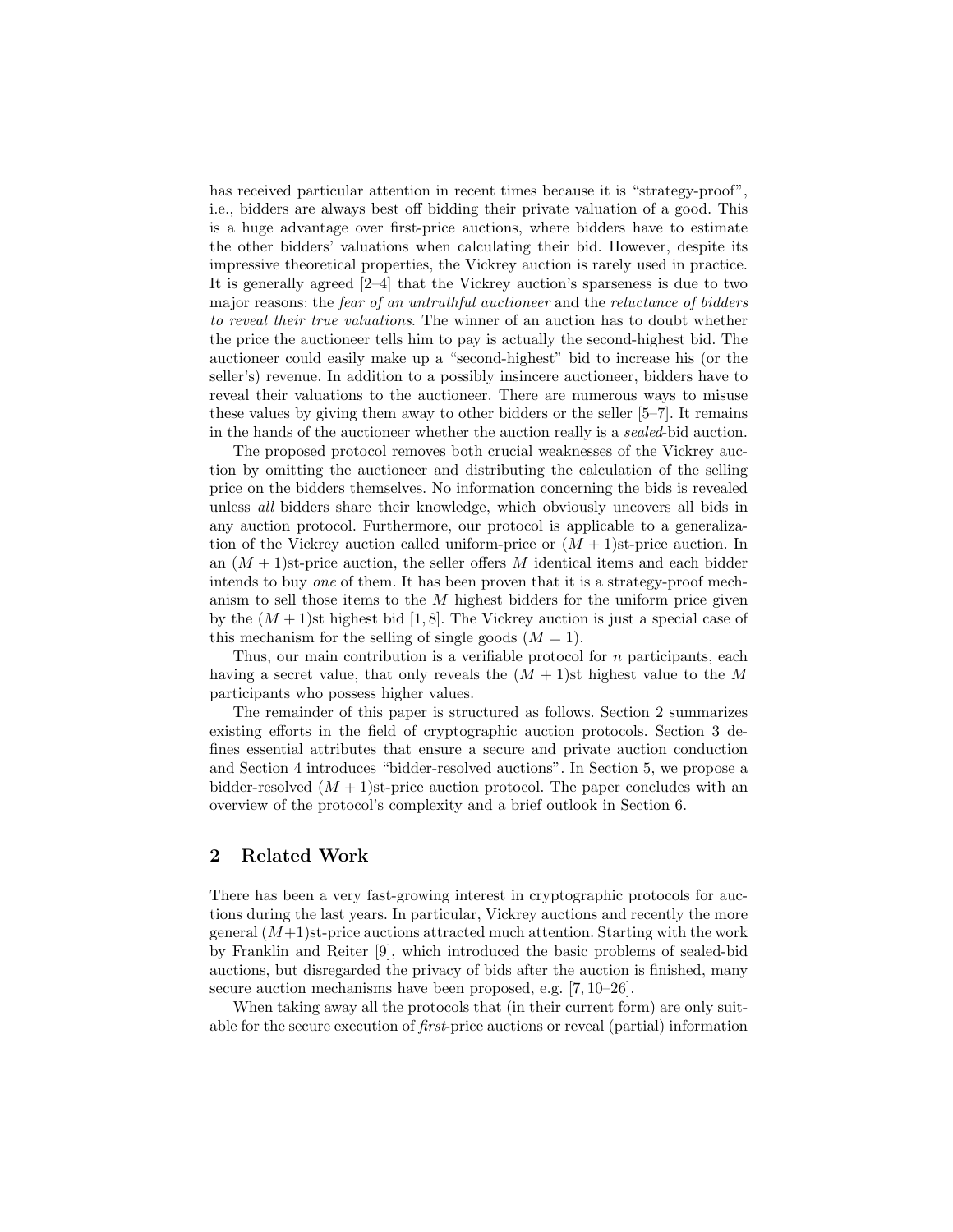has received particular attention in recent times because it is "strategy-proof", i.e., bidders are always best off bidding their private valuation of a good. This is a huge advantage over first-price auctions, where bidders have to estimate the other bidders' valuations when calculating their bid. However, despite its impressive theoretical properties, the Vickrey auction is rarely used in practice. It is generally agreed [2–4] that the Vickrey auction's sparseness is due to two major reasons: the *fear of an untruthful auctioneer* and the *reluctance of bidders to reveal their true valuations*. The winner of an auction has to doubt whether the price the auctioneer tells him to pay is actually the second-highest bid. The auctioneer could easily make up a "second-highest" bid to increase his (or the seller's) revenue. In addition to a possibly insincere auctioneer, bidders have to reveal their valuations to the auctioneer. There are numerous ways to misuse these values by giving them away to other bidders or the seller [5–7]. It remains in the hands of the auctioneer whether the auction really is a *sealed*-bid auction.

The proposed protocol removes both crucial weaknesses of the Vickrey auction by omitting the auctioneer and distributing the calculation of the selling price on the bidders themselves. No information concerning the bids is revealed unless *all* bidders share their knowledge, which obviously uncovers all bids in any auction protocol. Furthermore, our protocol is applicable to a generalization of the Vickrey auction called uniform-price or $(M+1)$st-price auction. In an $(M+1)$st-price auction, the seller offers $M$ identical items and each bidder intends to buy *one* of them. It has been proven that it is a strategy-proof mechanism to sell those items to the $M$ highest bidders for the uniform price given by the $(M+1)$st highest bid [1, 8]. The Vickrey auction is just a special case of this mechanism for the selling of single goods ($M = 1$).

Thus, our main contribution is a verifiable protocol for $n$ participants, each having a secret value, that only reveals the $(M+1)$st highest value to the $M$ participants who possess higher values.

The remainder of this paper is structured as follows. Section 2 summarizes existing efforts in the field of cryptographic auction protocols. Section 3 defines essential attributes that ensure a secure and private auction conduction and Section 4 introduces "bidder-resolved auctions". In Section 5, we propose a bidder-resolved $(M+1)$st-price auction protocol. The paper concludes with an overview of the protocol's complexity and a brief outlook in Section 6.

## 2 Related Work

There has been a very fast-growing interest in cryptographic protocols for auctions during the last years. In particular, Vickrey auctions and recently the more general $(M+1)$st-price auctions attracted much attention. Starting with the work by Franklin and Reiter [9], which introduced the basic problems of sealed-bid auctions, but disregarded the privacy of bids after the auction is finished, many secure auction mechanisms have been proposed, e.g. [7, 10–26].

When taking away all the protocols that (in their current form) are only suitable for the secure execution of *first*-price auctions or reveal (partial) information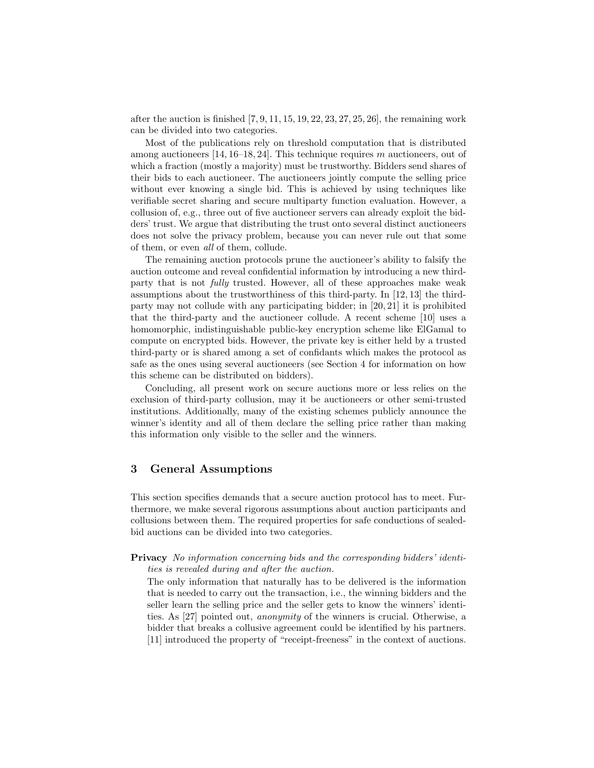after the auction is finished [7, 9, 11, 15, 19, 22, 23, 27, 25, 26], the remaining work can be divided into two categories.

Most of the publications rely on threshold computation that is distributed among auctioneers [14, 16–18, 24]. This technique requires $m$ auctioneers, out of which a fraction (mostly a majority) must be trustworthy. Bidders send shares of their bids to each auctioneer. The auctioneers jointly compute the selling price without ever knowing a single bid. This is achieved by using techniques like verifiable secret sharing and secure multiparty function evaluation. However, a collusion of, e.g., three out of five auctioneer servers can already exploit the bidders' trust. We argue that distributing the trust onto several distinct auctioneers does not solve the privacy problem, because you can never rule out that some of them, or even *all* of them, collude.

The remaining auction protocols prune the auctioneer's ability to falsify the auction outcome and reveal confidential information by introducing a new third-party that is not *fully* trusted. However, all of these approaches make weak assumptions about the trustworthiness of this third-party. In [12, 13] the third-party may not collude with any participating bidder; in [20, 21] it is prohibited that the third-party and the auctioneer collude. A recent scheme [10] uses a homomorphic, indistinguishable public-key encryption scheme like ElGamal to compute on encrypted bids. However, the private key is either held by a trusted third-party or is shared among a set of confidants which makes the protocol as safe as the ones using several auctioneers (see Section 4 for information on how this scheme can be distributed on bidders).

Concluding, all present work on secure auctions more or less relies on the exclusion of third-party collusion, may it be auctioneers or other semi-trusted institutions. Additionally, many of the existing schemes publicly announce the winner's identity and all of them declare the selling price rather than making this information only visible to the seller and the winners.

## 3 General Assumptions

This section specifies demands that a secure auction protocol has to meet. Furthermore, we make several rigorous assumptions about auction participants and collusions between them. The required properties for safe conductions of sealed-bid auctions can be divided into two categories.

**Privacy** *No information concerning bids and the corresponding bidders' identities is revealed during and after the auction.*

The only information that naturally has to be delivered is the information that is needed to carry out the transaction, i.e., the winning bidders and the seller learn the selling price and the seller gets to know the winners' identities. As [27] pointed out, *anonymity* of the winners is crucial. Otherwise, a bidder that breaks a collusive agreement could be identified by his partners. [11] introduced the property of "receipt-freeness" in the context of auctions.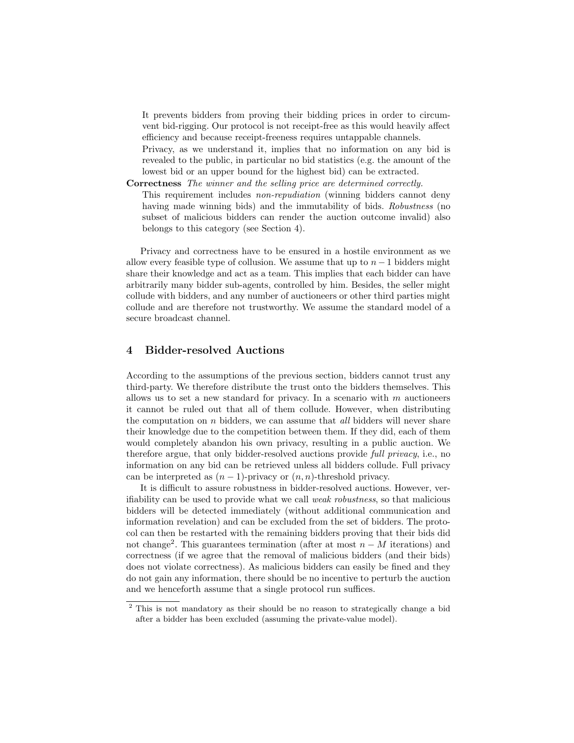It prevents bidders from proving their bidding prices in order to circumvent bid-rigging. Our protocol is not receipt-free as this would heavily affect efficiency and because receipt-freeness requires untappable channels.

Privacy, as we understand it, implies that no information on any bid is revealed to the public, in particular no bid statistics (e.g. the amount of the lowest bid or an upper bound for the highest bid) can be extracted.

**Correctness** *The winner and the selling price are determined correctly.*

This requirement includes *non-repudiation* (winning bidders cannot deny having made winning bids) and the immutability of bids. *Robustness* (no subset of malicious bidders can render the auction outcome invalid) also belongs to this category (see Section 4).

Privacy and correctness have to be ensured in a hostile environment as we allow every feasible type of collusion. We assume that up to $n-1$ bidders might share their knowledge and act as a team. This implies that each bidder can have arbitrarily many bidder sub-agents, controlled by him. Besides, the seller might collude with bidders, and any number of auctioneers or other third parties might collude and are therefore not trustworthy. We assume the standard model of a secure broadcast channel.

## 4 Bidder-resolved Auctions

According to the assumptions of the previous section, bidders cannot trust any third-party. We therefore distribute the trust onto the bidders themselves. This allows us to set a new standard for privacy. In a scenario with $m$ auctioneers it cannot be ruled out that all of them collude. However, when distributing the computation on $n$ bidders, we can assume that *all* bidders will never share their knowledge due to the competition between them. If they did, each of them would completely abandon his own privacy, resulting in a public auction. We therefore argue, that only bidder-resolved auctions provide *full privacy*, i.e., no information on any bid can be retrieved unless all bidders collude. Full privacy can be interpreted as $(n-1)$-privacy or $(n,n)$-threshold privacy.

It is difficult to assure robustness in bidder-resolved auctions. However, verifiability can be used to provide what we call *weak robustness*, so that malicious bidders will be detected immediately (without additional communication and information revelation) and can be excluded from the set of bidders. The protocol can then be restarted with the remaining bidders proving that their bids did not change[2]. This guarantees termination (after at most $n-M$ iterations) and correctness (if we agree that the removal of malicious bidders (and their bids) does not violate correctness). As malicious bidders can easily be fined and they do not gain any information, there should be no incentive to perturb the auction and we henceforth assume that a single protocol run suffices.

[2] This is not mandatory as their should be no reason to strategically change a bid after a bidder has been excluded (assuming the private-value model).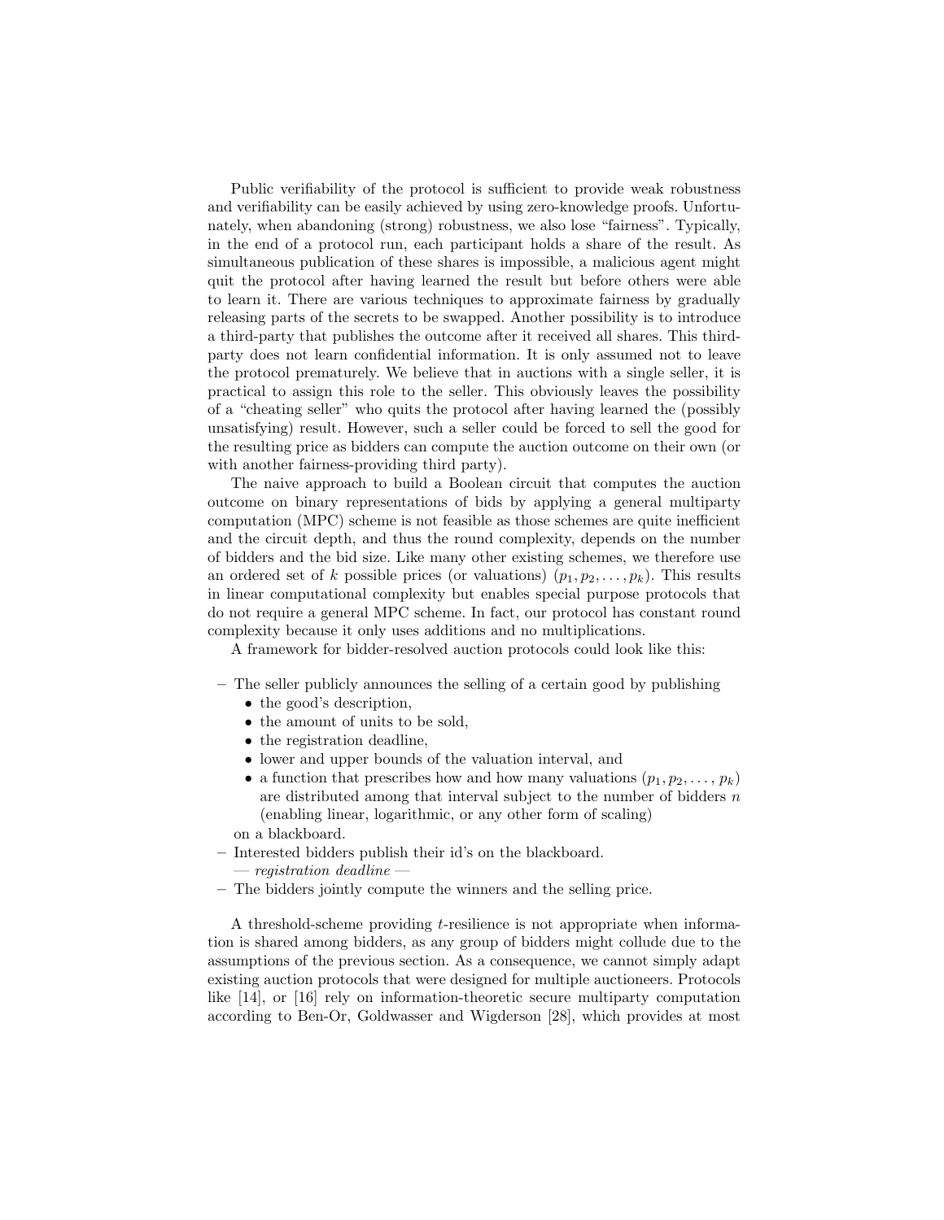Public verifiability of the protocol is sufficient to provide weak robustness and verifiability can be easily achieved by using zero-knowledge proofs. Unfortunately, when abandoning (strong) robustness, we also lose "fairness". Typically, in the end of a protocol run, each participant holds a share of the result. As simultaneous publication of these shares is impossible, a malicious agent might quit the protocol after having learned the result but before others were able to learn it. There are various techniques to approximate fairness by gradually releasing parts of the secrets to be swapped. Another possibility is to introduce a third-party that publishes the outcome after it received all shares. This third-party does not learn confidential information. It is only assumed not to leave the protocol prematurely. We believe that in auctions with a single seller, it is practical to assign this role to the seller. This obviously leaves the possibility of a "cheating seller" who quits the protocol after having learned the (possibly unsatisfying) result. However, such a seller could be forced to sell the good for the resulting price as bidders can compute the auction outcome on their own (or with another fairness-providing third party).

The naive approach to build a Boolean circuit that computes the auction outcome on binary representations of bids by applying a general multiparty computation (MPC) scheme is not feasible as those schemes are quite inefficient and the circuit depth, and thus the round complexity, depends on the number of bidders and the bid size. Like many other existing schemes, we therefore use an ordered set of $k$ possible prices (or valuations) $(p_1, p_2, \ldots, p_k)$. This results in linear computational complexity but enables special purpose protocols that do not require a general MPC scheme. In fact, our protocol has constant round complexity because it only uses additions and no multiplications.

A framework for bidder-resolved auction protocols could look like this:

- The seller publicly announces the selling of a certain good by publishing
  - the good's description,
  - the amount of units to be sold,
  - the registration deadline,
  - lower and upper bounds of the valuation interval, and
  - a function that prescribes how and how many valuations $(p_1, p_2, \ldots, p_k)$ are distributed among that interval subject to the number of bidders $n$ (enabling linear, logarithmic, or any other form of scaling)

  on a blackboard.
- Interested bidders publish their id's on the blackboard.

  — *registration deadline* —
- The bidders jointly compute the winners and the selling price.

A threshold-scheme providing $t$-resilience is not appropriate when information is shared among bidders, as any group of bidders might collude due to the assumptions of the previous section. As a consequence, we cannot simply adapt existing auction protocols that were designed for multiple auctioneers. Protocols like [14], or [16] rely on information-theoretic secure multiparty computation according to Ben-Or, Goldwasser and Wigderson [28], which provides at most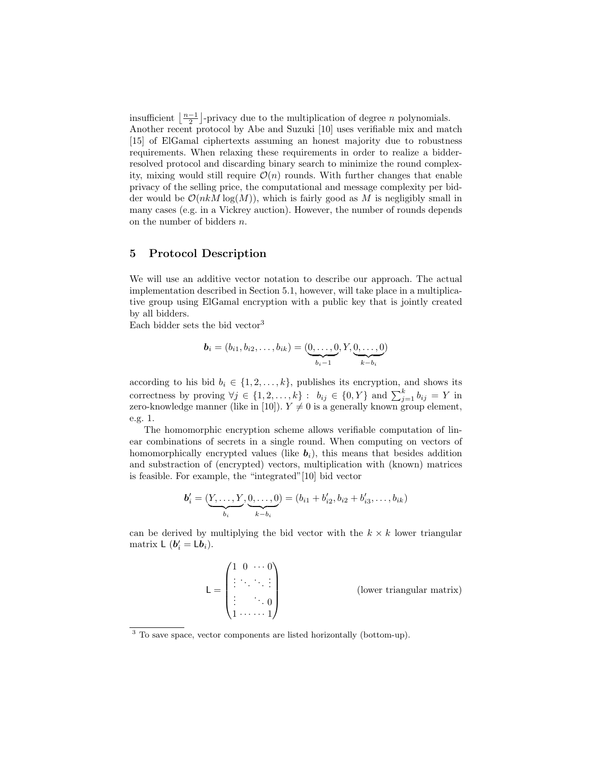insufficient $\lfloor \frac{n-1}{2} \rfloor$-privacy due to the multiplication of degree $n$ polynomials. Another recent protocol by Abe and Suzuki [10] uses verifiable mix and match [15] of ElGamal ciphertexts assuming an honest majority due to robustness requirements. When relaxing these requirements in order to realize a bidder-resolved protocol and discarding binary search to minimize the round complexity, mixing would still require $\mathcal{O}(n)$ rounds. With further changes that enable privacy of the selling price, the computational and message complexity per bidder would be $\mathcal{O}(nkM\log(M))$, which is fairly good as $M$ is negligibly small in many cases (e.g. in a Vickrey auction). However, the number of rounds depends on the number of bidders $n$.

## 5 Protocol Description

We will use an additive vector notation to describe our approach. The actual implementation described in Section 5.1, however, will take place in a multiplicative group using ElGamal encryption with a public key that is jointly created by all bidders.

Each bidder sets the bid vector[3]

$$\boldsymbol{b}_i = (b_{i1}, b_{i2}, \ldots, b_{ik}) = (\underbrace{0, \ldots, 0}_{b_i - 1}, Y, \underbrace{0, \ldots, 0}_{k - b_i})$$

according to his bid $b_i \in \{1, 2, \ldots, k\}$, publishes its encryption, and shows its correctness by proving $\forall j \in \{1, 2, \ldots, k\} : \; b_{ij} \in \{0, Y\}$ and $\sum_{j=1}^{k} b_{ij} = Y$ in zero-knowledge manner (like in [10]). $Y \neq 0$ is a generally known group element, e.g. 1.

The homomorphic encryption scheme allows verifiable computation of linear combinations of secrets in a single round. When computing on vectors of homomorphically encrypted values (like $\boldsymbol{b}_i$), this means that besides addition and substraction of (encrypted) vectors, multiplication with (known) matrices is feasible. For example, the "integrated" [10] bid vector

$$\boldsymbol{b}'_i = (\underbrace{Y, \ldots, Y}_{b_i}, \underbrace{0, \ldots, 0}_{k - b_i}) = (b_{i1} + b'_{i2}, b_{i2} + b'_{i3}, \ldots, b_{ik})$$

can be derived by multiplying the bid vector with the $k \times k$ lower triangular matrix $\mathsf{L}$ ($\boldsymbol{b}'_i = \mathsf{L}\boldsymbol{b}_i$).

$$\mathsf{L} = \begin{pmatrix} 1 & 0 & \cdots & 0 \\ \vdots & \ddots & \ddots & \vdots \\ \vdots & & \ddots & 0 \\ 1 & \cdots & \cdots & 1 \end{pmatrix} \qquad \text{(lower triangular matrix)}$$

[3] To save space, vector components are listed horizontally (bottom-up).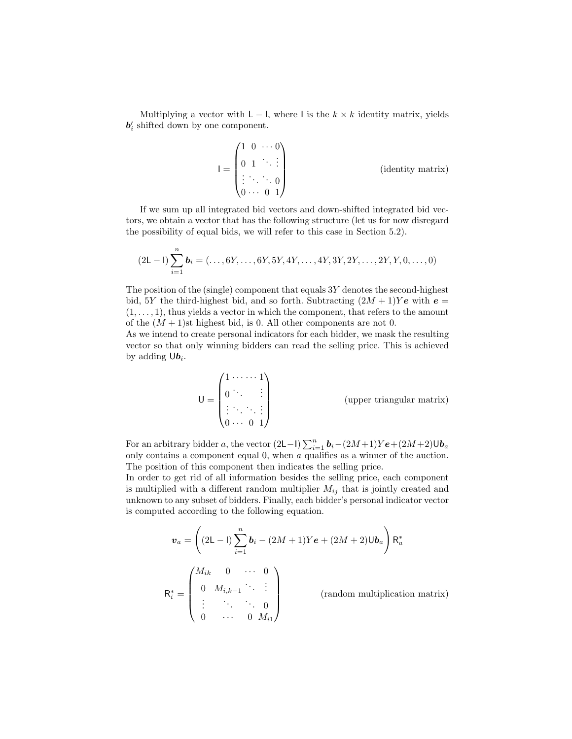Multiplying a vector with $\mathsf{L} - \mathsf{I}$, where $\mathsf{I}$ is the $k \times k$ identity matrix, yields $\boldsymbol{b}'_i$ shifted down by one component.

$$
\mathsf{I} = \begin{pmatrix} 1 & 0 & \cdots & 0 \\ 0 & 1 & \ddots & \vdots \\ \vdots & \ddots & \ddots & 0 \\ 0 & \cdots & 0 & 1 \end{pmatrix} \qquad \text{(identity matrix)}
$$

If we sum up all integrated bid vectors and down-shifted integrated bid vectors, we obtain a vector that has the following structure (let us for now disregard the possibility of equal bids, we will refer to this case in Section 5.2).

$$
(2\mathsf{L} - \mathsf{I}) \sum_{i=1}^{n} \boldsymbol{b}_i = (\ldots, 6Y, \ldots, 6Y, 5Y, 4Y, \ldots, 4Y, 3Y, 2Y, \ldots, 2Y, Y, 0, \ldots, 0)
$$

The position of the (single) component that equals $3Y$ denotes the second-highest bid, $5Y$ the third-highest bid, and so forth. Subtracting $(2M+1)Y\boldsymbol{e}$ with $\boldsymbol{e} = (1, \ldots, 1)$, thus yields a vector in which the component, that refers to the amount of the $(M+1)$st highest bid, is 0. All other components are not 0.
As we intend to create personal indicators for each bidder, we mask the resulting vector so that only winning bidders can read the selling price. This is achieved by adding $\mathsf{U}\boldsymbol{b}_i$.

$$
\mathsf{U} = \begin{pmatrix} 1 & \cdots & \cdots & 1 \\ 0 & \ddots & & \vdots \\ \vdots & \ddots & \ddots & \vdots \\ 0 & \cdots & 0 & 1 \end{pmatrix} \qquad \text{(upper triangular matrix)}
$$

For an arbitrary bidder $a$, the vector $(2\mathsf{L} - \mathsf{I}) \sum_{i=1}^{n} \boldsymbol{b}_i - (2M+1)Y\boldsymbol{e} + (2M+2)\mathsf{U}\boldsymbol{b}_a$ only contains a component equal 0, when $a$ qualifies as a winner of the auction. The position of this component then indicates the selling price.
In order to get rid of all information besides the selling price, each component is multiplied with a different random multiplier $M_{ij}$ that is jointly created and unknown to any subset of bidders. Finally, each bidder's personal indicator vector is computed according to the following equation.

$$
\boldsymbol{v}_a = \left( (2\mathsf{L} - \mathsf{I}) \sum_{i=1}^{n} \boldsymbol{b}_i - (2M+1)Y\boldsymbol{e} + (2M+2)\mathsf{U}\boldsymbol{b}_a \right) \mathsf{R}^*_a
$$

$$
\mathsf{R}^*_i = \begin{pmatrix} M_{ik} & 0 & \cdots & 0 \\ 0 & M_{i,k-1} & \ddots & \vdots \\ \vdots & \ddots & \ddots & 0 \\ 0 & \cdots & 0 & M_{i1} \end{pmatrix} \qquad \text{(random multiplication matrix)}
$$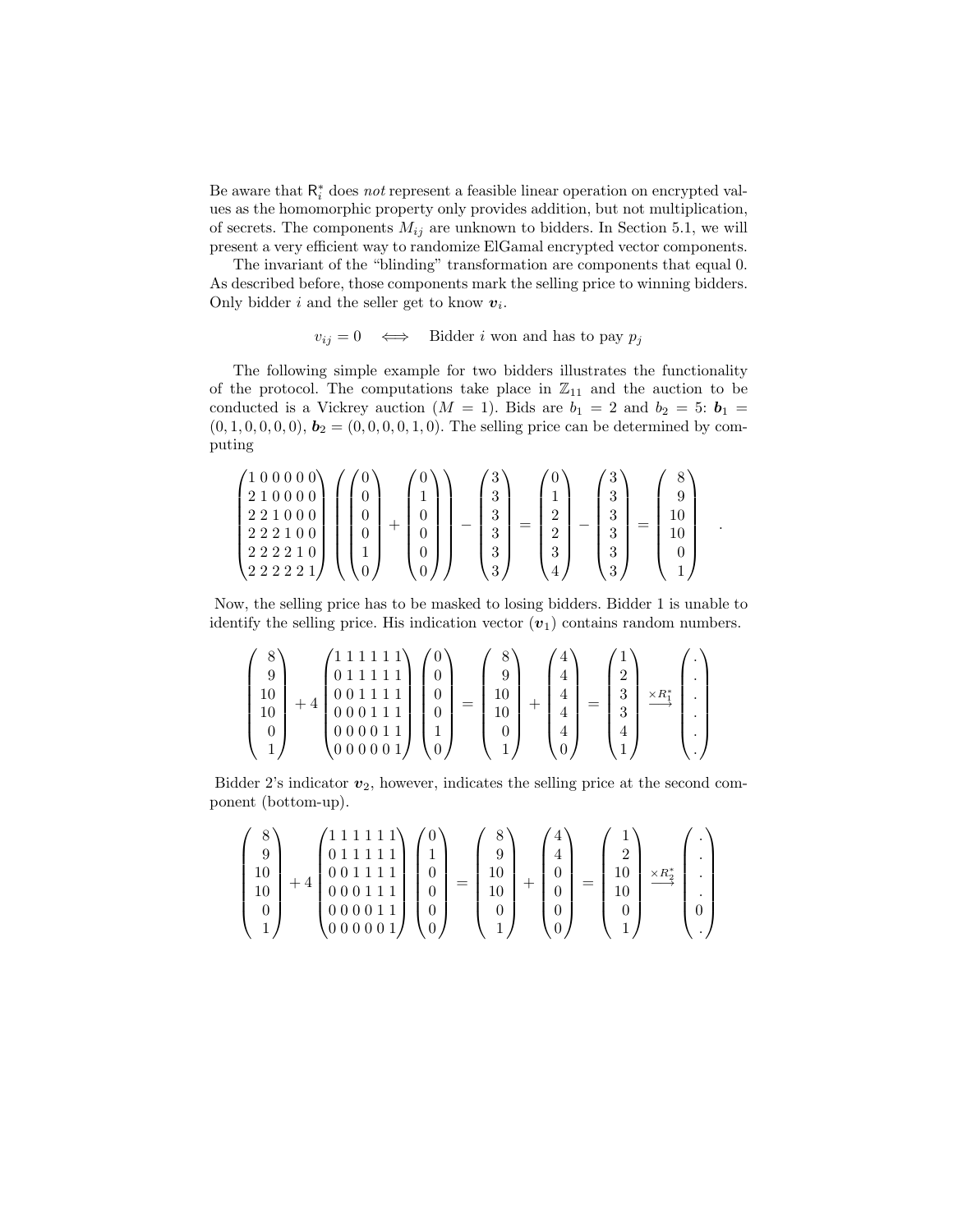Be aware that $\mathsf{R}_i^*$ does *not* represent a feasible linear operation on encrypted values as the homomorphic property only provides addition, but not multiplication, of secrets. The components $M_{ij}$ are unknown to bidders. In Section 5.1, we will present a very efficient way to randomize ElGamal encrypted vector components.

The invariant of the "blinding" transformation are components that equal 0. As described before, those components mark the selling price to winning bidders. Only bidder $i$ and the seller get to know $\boldsymbol{v}_i$.

$$v_{ij} = 0 \quad \Longleftrightarrow \quad \text{Bidder } i \text{ won and has to pay } p_j$$

The following simple example for two bidders illustrates the functionality of the protocol. The computations take place in $\mathbb{Z}_{11}$ and the auction to be conducted is a Vickrey auction ($M = 1$). Bids are $b_1 = 2$ and $b_2 = 5$: $\boldsymbol{b}_1 = (0,1,0,0,0,0)$, $\boldsymbol{b}_2 = (0,0,0,0,1,0)$. The selling price can be determined by computing

$$\begin{pmatrix} 1&0&0&0&0&0\\ 2&1&0&0&0&0\\ 2&2&1&0&0&0\\ 2&2&2&1&0&0\\ 2&2&2&2&1&0\\ 2&2&2&2&2&1 \end{pmatrix} \left( \begin{pmatrix} 0\\0\\0\\0\\1\\0 \end{pmatrix} + \begin{pmatrix} 0\\1\\0\\0\\0\\0 \end{pmatrix} \right) - \begin{pmatrix} 3\\3\\3\\3\\3\\3 \end{pmatrix} = \begin{pmatrix} 0\\1\\2\\2\\3\\4 \end{pmatrix} - \begin{pmatrix} 3\\3\\3\\3\\3\\3 \end{pmatrix} = \begin{pmatrix} 8\\9\\10\\10\\0\\1 \end{pmatrix} .$$

Now, the selling price has to be masked to losing bidders. Bidder 1 is unable to identify the selling price. His indication vector ($\boldsymbol{v}_1$) contains random numbers.

$$\begin{pmatrix} 8\\9\\10\\10\\0\\1 \end{pmatrix} + 4 \begin{pmatrix} 1&1&1&1&1&1\\ 0&1&1&1&1&1\\ 0&0&1&1&1&1\\ 0&0&0&1&1&1\\ 0&0&0&0&1&1\\ 0&0&0&0&0&1 \end{pmatrix} \begin{pmatrix} 0\\0\\0\\0\\1\\0 \end{pmatrix} = \begin{pmatrix} 8\\9\\10\\10\\0\\1 \end{pmatrix} + \begin{pmatrix} 4\\4\\4\\4\\4\\0 \end{pmatrix} = \begin{pmatrix} 1\\2\\3\\3\\4\\1 \end{pmatrix} \stackrel{\times R_1^*}{\longrightarrow} \begin{pmatrix} .\\.\\.\\.\\.\\. \end{pmatrix}$$

Bidder 2's indicator $\boldsymbol{v}_2$, however, indicates the selling price at the second component (bottom-up).

$$\begin{pmatrix} 8\\9\\10\\10\\0\\1 \end{pmatrix} + 4 \begin{pmatrix} 1&1&1&1&1&1\\ 0&1&1&1&1&1\\ 0&0&1&1&1&1\\ 0&0&0&1&1&1\\ 0&0&0&0&1&1\\ 0&0&0&0&0&1 \end{pmatrix} \begin{pmatrix} 0\\1\\0\\0\\0\\0 \end{pmatrix} = \begin{pmatrix} 8\\9\\10\\10\\0\\1 \end{pmatrix} + \begin{pmatrix} 4\\4\\0\\0\\0\\0 \end{pmatrix} = \begin{pmatrix} 1\\2\\10\\10\\0\\1 \end{pmatrix} \stackrel{\times R_2^*}{\longrightarrow} \begin{pmatrix} .\\.\\.\\.\\0\\. \end{pmatrix}$$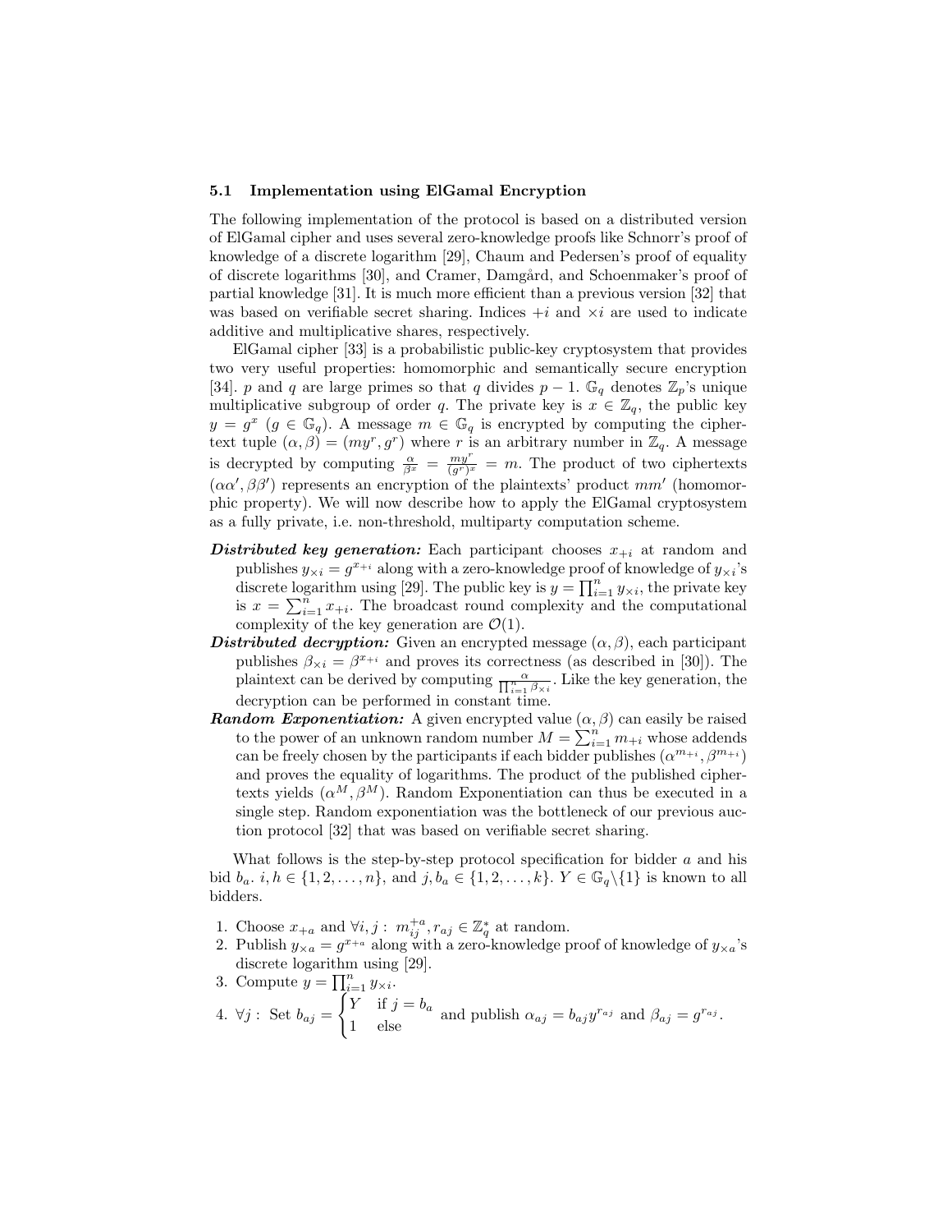### 5.1 Implementation using ElGamal Encryption

The following implementation of the protocol is based on a distributed version of ElGamal cipher and uses several zero-knowledge proofs like Schnorr's proof of knowledge of a discrete logarithm [29], Chaum and Pedersen's proof of equality of discrete logarithms [30], and Cramer, Damgård, and Schoenmaker's proof of partial knowledge [31]. It is much more efficient than a previous version [32] that was based on verifiable secret sharing. Indices $+i$ and $\times i$ are used to indicate additive and multiplicative shares, respectively.

ElGamal cipher [33] is a probabilistic public-key cryptosystem that provides two very useful properties: homomorphic and semantically secure encryption [34]. $p$ and $q$ are large primes so that $q$ divides $p-1$. $\mathbb{G}_q$ denotes $\mathbb{Z}_p$'s unique multiplicative subgroup of order $q$. The private key is $x \in \mathbb{Z}_q$, the public key $y = g^x$ ($g \in \mathbb{G}_q$). A message $m \in \mathbb{G}_q$ is encrypted by computing the ciphertext tuple $(\alpha, \beta) = (my^r, g^r)$ where $r$ is an arbitrary number in $\mathbb{Z}_q$. A message is decrypted by computing $\frac{\alpha}{\beta^x} = \frac{my^r}{(g^r)^x} = m$. The product of two ciphertexts $(\alpha\alpha', \beta\beta')$ represents an encryption of the plaintexts' product $mm'$ (homomorphic property). We will now describe how to apply the ElGamal cryptosystem as a fully private, i.e. non-threshold, multiparty computation scheme.

***Distributed key generation:*** Each participant chooses $x_{+i}$ at random and publishes $y_{\times i} = g^{x_{+i}}$ along with a zero-knowledge proof of knowledge of $y_{\times i}$'s discrete logarithm using [29]. The public key is $y = \prod_{i=1}^{n} y_{\times i}$, the private key is $x = \sum_{i=1}^{n} x_{+i}$. The broadcast round complexity and the computational complexity of the key generation are $\mathcal{O}(1)$.

***Distributed decryption:*** Given an encrypted message $(\alpha, \beta)$, each participant publishes $\beta_{\times i} = \beta^{x_{+i}}$ and proves its correctness (as described in [30]). The plaintext can be derived by computing $\frac{\alpha}{\prod_{i=1}^{n} \beta_{\times i}}$. Like the key generation, the decryption can be performed in constant time.

***Random Exponentiation:*** A given encrypted value $(\alpha, \beta)$ can easily be raised to the power of an unknown random number $M = \sum_{i=1}^{n} m_{+i}$ whose addends can be freely chosen by the participants if each bidder publishes $(\alpha^{m_{+i}}, \beta^{m_{+i}})$ and proves the equality of logarithms. The product of the published ciphertexts yields $(\alpha^M, \beta^M)$. Random Exponentiation can thus be executed in a single step. Random exponentiation was the bottleneck of our previous auction protocol [32] that was based on verifiable secret sharing.

What follows is the step-by-step protocol specification for bidder $a$ and his bid $b_a$. $i, h \in \{1, 2, \dots, n\}$, and $j, b_a \in \{1, 2, \dots, k\}$. $Y \in \mathbb{G}_q \backslash \{1\}$ is known to all bidders.

1. Choose $x_{+a}$ and $\forall i, j: \ m_{ij}^{+a}, r_{aj} \in \mathbb{Z}_q^*$ at random.
2. Publish $y_{\times a} = g^{x_{+a}}$ along with a zero-knowledge proof of knowledge of $y_{\times a}$'s discrete logarithm using [29].
3. Compute $y = \prod_{i=1}^{n} y_{\times i}$.
4. $\forall j:$ Set $b_{aj} = \begin{cases} Y & \text{if } j = b_a \\ 1 & \text{else} \end{cases}$ and publish $\alpha_{aj} = b_{aj} y^{r_{aj}}$ and $\beta_{aj} = g^{r_{aj}}$.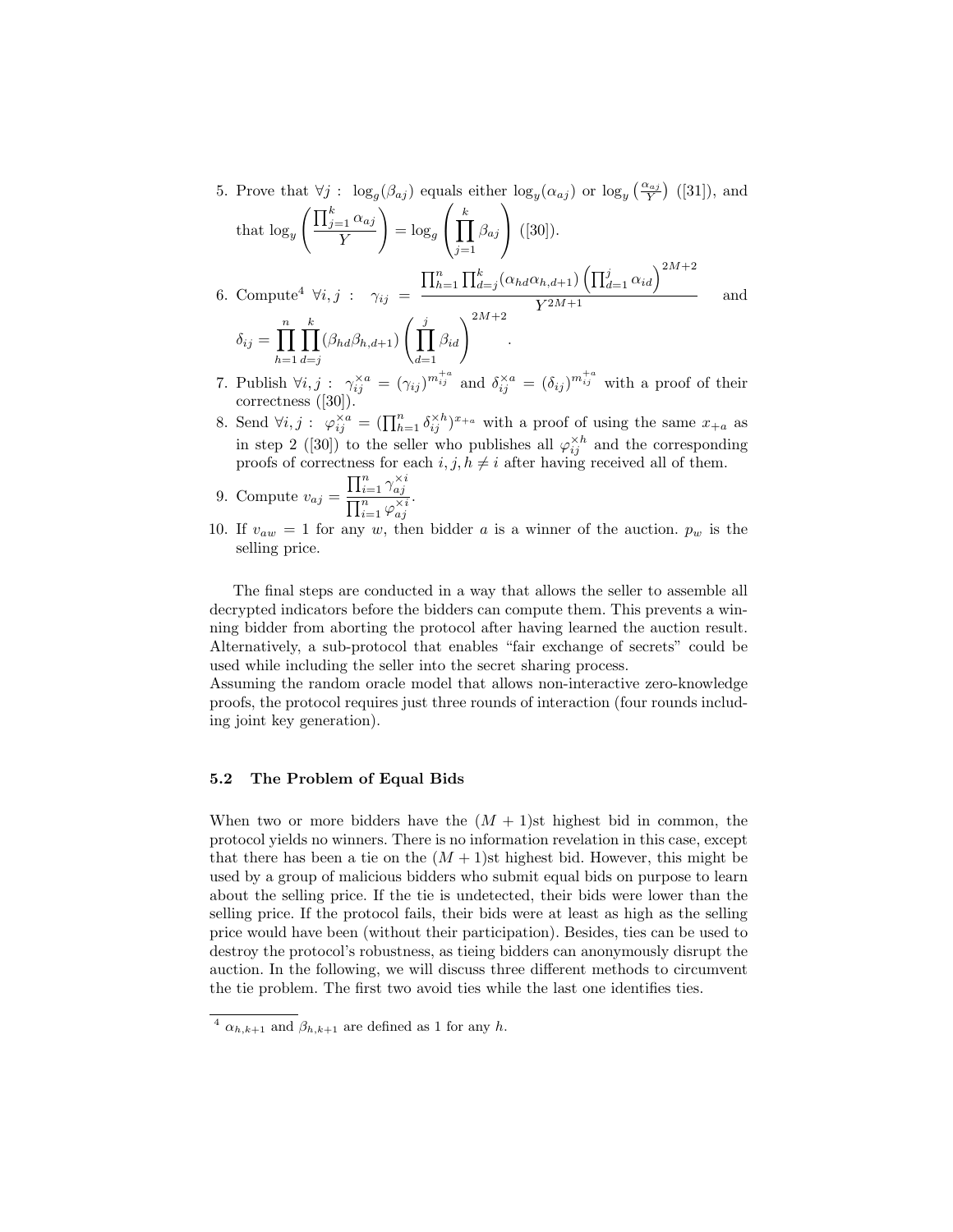5. Prove that $\forall j: \log_g(\beta_{aj})$ equals either $\log_y(\alpha_{aj})$ or $\log_y\left(\frac{\alpha_{aj}}{Y}\right)$ ([31]), and that $\log_y\left(\frac{\prod_{j=1}^{k}\alpha_{aj}}{Y}\right) = \log_g\left(\prod_{j=1}^{k}\beta_{aj}\right)$ ([30]).
6. Compute[4] $\forall i, j: \quad \gamma_{ij} = \dfrac{\prod_{h=1}^{n}\prod_{d=j}^{k}(\alpha_{hd}\alpha_{h,d+1})\left(\prod_{d=1}^{j}\alpha_{id}\right)^{2M+2}}{Y^{2M+1}}$ and $\delta_{ij} = \prod_{h=1}^{n}\prod_{d=j}^{k}(\beta_{hd}\beta_{h,d+1})\left(\prod_{d=1}^{j}\beta_{id}\right)^{2M+2}$.
7. Publish $\forall i, j: \gamma_{ij}^{\times a} = (\gamma_{ij})^{m_{ij}^{+a}}$ and $\delta_{ij}^{\times a} = (\delta_{ij})^{m_{ij}^{+a}}$ with a proof of their correctness ([30]).
8. Send $\forall i, j: \varphi_{ij}^{\times a} = (\prod_{h=1}^{n}\delta_{ij}^{\times h})^{x_{+a}}$ with a proof of using the same $x_{+a}$ as in step 2 ([30]) to the seller who publishes all $\varphi_{ij}^{\times h}$ and the corresponding proofs of correctness for each $i, j, h \neq i$ after having received all of them.
9. Compute $v_{aj} = \dfrac{\prod_{i=1}^{n}\gamma_{aj}^{\times i}}{\prod_{i=1}^{n}\varphi_{aj}^{\times i}}$.
10. If $v_{aw} = 1$ for any $w$, then bidder $a$ is a winner of the auction. $p_w$ is the selling price.

The final steps are conducted in a way that allows the seller to assemble all decrypted indicators before the bidders can compute them. This prevents a winning bidder from aborting the protocol after having learned the auction result. Alternatively, a sub-protocol that enables "fair exchange of secrets" could be used while including the seller into the secret sharing process.
Assuming the random oracle model that allows non-interactive zero-knowledge proofs, the protocol requires just three rounds of interaction (four rounds including joint key generation).

### 5.2 The Problem of Equal Bids

When two or more bidders have the $(M+1)$st highest bid in common, the protocol yields no winners. There is no information revelation in this case, except that there has been a tie on the $(M+1)$st highest bid. However, this might be used by a group of malicious bidders who submit equal bids on purpose to learn about the selling price. If the tie is undetected, their bids were lower than the selling price. If the protocol fails, their bids were at least as high as the selling price would have been (without their participation). Besides, ties can be used to destroy the protocol's robustness, as tieing bidders can anonymously disrupt the auction. In the following, we will discuss three different methods to circumvent the tie problem. The first two avoid ties while the last one identifies ties.

[4] $\alpha_{h,k+1}$ and $\beta_{h,k+1}$ are defined as 1 for any $h$.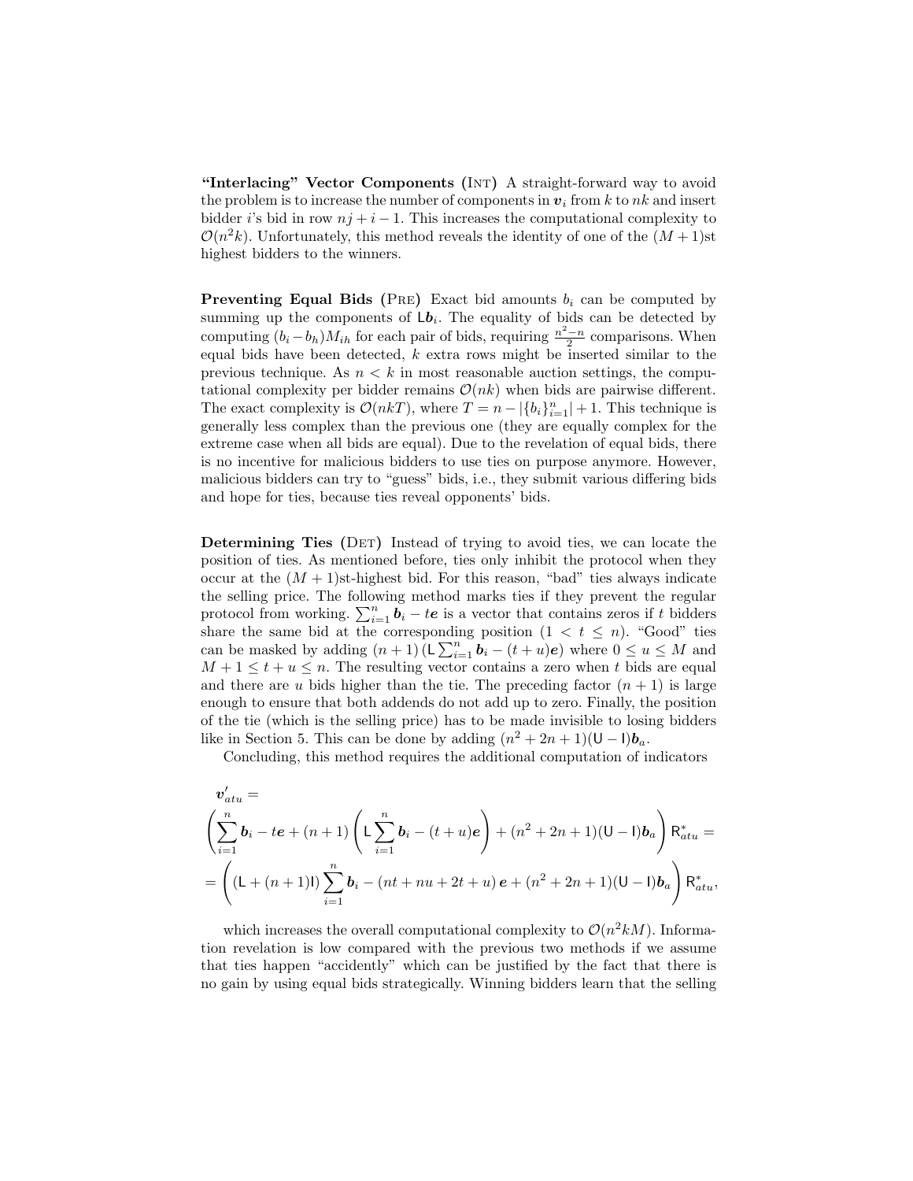**"Interlacing" Vector Components (Int)** A straight-forward way to avoid the problem is to increase the number of components in $\boldsymbol{v}_i$ from $k$ to $nk$ and insert bidder $i$'s bid in row $nj+i-1$. This increases the computational complexity to $\mathcal{O}(n^2k)$. Unfortunately, this method reveals the identity of one of the $(M+1)$st highest bidders to the winners.

**Preventing Equal Bids (Pre)** Exact bid amounts $b_i$ can be computed by summing up the components of $\mathsf{L}\boldsymbol{b}_i$. The equality of bids can be detected by computing $(b_i - b_h)M_{ih}$ for each pair of bids, requiring $\frac{n^2-n}{2}$ comparisons. When equal bids have been detected, $k$ extra rows might be inserted similar to the previous technique. As $n < k$ in most reasonable auction settings, the computational complexity per bidder remains $\mathcal{O}(nk)$ when bids are pairwise different. The exact complexity is $\mathcal{O}(nkT)$, where $T = n - |\{b_i\}_{i=1}^n| + 1$. This technique is generally less complex than the previous one (they are equally complex for the extreme case when all bids are equal). Due to the revelation of equal bids, there is no incentive for malicious bidders to use ties on purpose anymore. However, malicious bidders can try to "guess" bids, i.e., they submit various differing bids and hope for ties, because ties reveal opponents' bids.

**Determining Ties (Det)** Instead of trying to avoid ties, we can locate the position of ties. As mentioned before, ties only inhibit the protocol when they occur at the $(M+1)$st-highest bid. For this reason, "bad" ties always indicate the selling price. The following method marks ties if they prevent the regular protocol from working. $\sum_{i=1}^n \boldsymbol{b}_i - t\boldsymbol{e}$ is a vector that contains zeros if $t$ bidders share the same bid at the corresponding position ($1 < t \leq n$). "Good" ties can be masked by adding $(n+1)\left(\mathsf{L}\sum_{i=1}^n \boldsymbol{b}_i - (t+u)\boldsymbol{e}\right)$ where $0 \leq u \leq M$ and $M+1 \leq t+u \leq n$. The resulting vector contains a zero when $t$ bids are equal and there are $u$ bids higher than the tie. The preceding factor $(n+1)$ is large enough to ensure that both addends do not add up to zero. Finally, the position of the tie (which is the selling price) has to be made invisible to losing bidders like in Section 5. This can be done by adding $(n^2+2n+1)(\mathsf{U}-\mathsf{I})\boldsymbol{b}_a$.

Concluding, this method requires the additional computation of indicators

$$
\begin{aligned}
&\boldsymbol{v}'_{atu} = \\
&\left(\sum_{i=1}^n \boldsymbol{b}_i - t\boldsymbol{e} + (n+1)\left(\mathsf{L}\sum_{i=1}^n \boldsymbol{b}_i - (t+u)\boldsymbol{e}\right) + (n^2+2n+1)(\mathsf{U}-\mathsf{I})\boldsymbol{b}_a\right)\mathsf{R}^*_{atu} = \\
&= \left((\mathsf{L}+(n+1)\mathsf{I})\sum_{i=1}^n \boldsymbol{b}_i - (nt+nu+2t+u)\,\boldsymbol{e} + (n^2+2n+1)(\mathsf{U}-\mathsf{I})\boldsymbol{b}_a\right)\mathsf{R}^*_{atu},
\end{aligned}
$$

which increases the overall computational complexity to $\mathcal{O}(n^2kM)$. Information revelation is low compared with the previous two methods if we assume that ties happen "accidently" which can be justified by the fact that there is no gain by using equal bids strategically. Winning bidders learn that the selling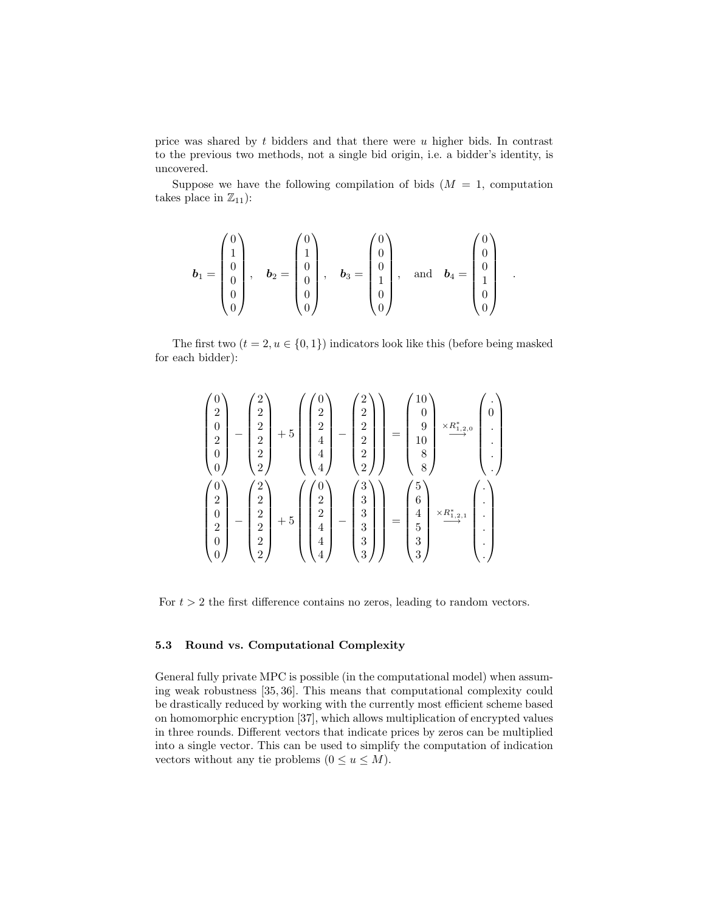price was shared by $t$ bidders and that there were $u$ higher bids. In contrast to the previous two methods, not a single bid origin, i.e. a bidder's identity, is uncovered.

Suppose we have the following compilation of bids ($M = 1$, computation takes place in $\mathbb{Z}_{11}$):

$$\boldsymbol{b}_1 = \begin{pmatrix} 0 \\ 1 \\ 0 \\ 0 \\ 0 \\ 0 \end{pmatrix}, \quad \boldsymbol{b}_2 = \begin{pmatrix} 0 \\ 1 \\ 0 \\ 0 \\ 0 \\ 0 \end{pmatrix}, \quad \boldsymbol{b}_3 = \begin{pmatrix} 0 \\ 0 \\ 0 \\ 1 \\ 0 \\ 0 \end{pmatrix}, \quad \text{and} \quad \boldsymbol{b}_4 = \begin{pmatrix} 0 \\ 0 \\ 0 \\ 1 \\ 0 \\ 0 \end{pmatrix} \quad .$$

The first two ($t = 2, u \in \{0, 1\}$) indicators look like this (before being masked for each bidder):

$$\begin{pmatrix} 0 \\ 2 \\ 0 \\ 2 \\ 0 \\ 0 \end{pmatrix} - \begin{pmatrix} 2 \\ 2 \\ 2 \\ 2 \\ 2 \\ 2 \end{pmatrix} + 5 \left( \begin{pmatrix} 0 \\ 2 \\ 2 \\ 4 \\ 4 \\ 4 \end{pmatrix} - \begin{pmatrix} 2 \\ 2 \\ 2 \\ 2 \\ 2 \\ 2 \end{pmatrix} \right) = \begin{pmatrix} 10 \\ 0 \\ 9 \\ 10 \\ 8 \\ 8 \end{pmatrix} \xrightarrow{\times R^*_{1,2,0}} \begin{pmatrix} . \\ 0 \\ . \\ . \\ . \\ . \end{pmatrix}$$

$$\begin{pmatrix} 0 \\ 2 \\ 0 \\ 2 \\ 0 \\ 0 \end{pmatrix} - \begin{pmatrix} 2 \\ 2 \\ 2 \\ 2 \\ 2 \\ 2 \end{pmatrix} + 5 \left( \begin{pmatrix} 0 \\ 2 \\ 2 \\ 4 \\ 4 \\ 4 \end{pmatrix} - \begin{pmatrix} 3 \\ 3 \\ 3 \\ 3 \\ 3 \\ 3 \end{pmatrix} \right) = \begin{pmatrix} 5 \\ 6 \\ 4 \\ 5 \\ 3 \\ 3 \end{pmatrix} \xrightarrow{\times R^*_{1,2,1}} \begin{pmatrix} . \\ . \\ . \\ . \\ . \\ . \end{pmatrix}$$

For $t > 2$ the first difference contains no zeros, leading to random vectors.

### 5.3 Round vs. Computational Complexity

General fully private MPC is possible (in the computational model) when assuming weak robustness [35, 36]. This means that computational complexity could be drastically reduced by working with the currently most efficient scheme based on homomorphic encryption [37], which allows multiplication of encrypted values in three rounds. Different vectors that indicate prices by zeros can be multiplied into a single vector. This can be used to simplify the computation of indication vectors without any tie problems ($0 \leq u \leq M$).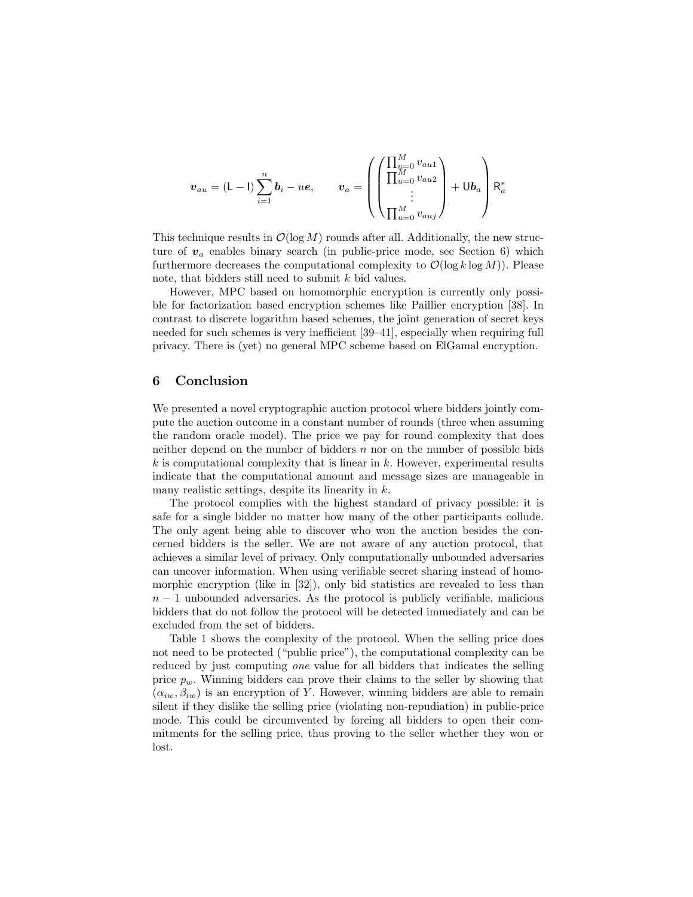$$\boldsymbol{v}_{au} = (\mathsf{L} - \mathsf{I}) \sum_{i=1}^{n} \boldsymbol{b}_i - u\boldsymbol{e}, \qquad \boldsymbol{v}_a = \left( \begin{pmatrix} \prod_{u=0}^{M} v_{au1} \\ \prod_{u=0}^{M} v_{au2} \\ \vdots \\ \prod_{u=0}^{M} v_{auj} \end{pmatrix} + \mathsf{U}\boldsymbol{b}_a \right) \mathsf{R}_a^*$$

This technique results in $\mathcal{O}(\log M)$ rounds after all. Additionally, the new structure of $\boldsymbol{v}_a$ enables binary search (in public-price mode, see Section 6) which furthermore decreases the computational complexity to $\mathcal{O}(\log k \log M)$). Please note, that bidders still need to submit $k$ bid values.

However, MPC based on homomorphic encryption is currently only possible for factorization based encryption schemes like Paillier encryption [38]. In contrast to discrete logarithm based schemes, the joint generation of secret keys needed for such schemes is very inefficient [39–41], especially when requiring full privacy. There is (yet) no general MPC scheme based on ElGamal encryption.

## 6 Conclusion

We presented a novel cryptographic auction protocol where bidders jointly compute the auction outcome in a constant number of rounds (three when assuming the random oracle model). The price we pay for round complexity that does neither depend on the number of bidders $n$ nor on the number of possible bids $k$ is computational complexity that is linear in $k$. However, experimental results indicate that the computational amount and message sizes are manageable in many realistic settings, despite its linearity in $k$.

The protocol complies with the highest standard of privacy possible: it is safe for a single bidder no matter how many of the other participants collude. The only agent being able to discover who won the auction besides the concerned bidders is the seller. We are not aware of any auction protocol, that achieves a similar level of privacy. Only computationally unbounded adversaries can uncover information. When using verifiable secret sharing instead of homomorphic encryption (like in [32]), only bid statistics are revealed to less than $n-1$ unbounded adversaries. As the protocol is publicly verifiable, malicious bidders that do not follow the protocol will be detected immediately and can be excluded from the set of bidders.

Table 1 shows the complexity of the protocol. When the selling price does not need to be protected ("public price"), the computational complexity can be reduced by just computing *one* value for all bidders that indicates the selling price $p_w$. Winning bidders can prove their claims to the seller by showing that $(\alpha_{iw}, \beta_{iw})$ is an encryption of $Y$. However, winning bidders are able to remain silent if they dislike the selling price (violating non-repudiation) in public-price mode. This could be circumvented by forcing all bidders to open their commitments for the selling price, thus proving to the seller whether they won or lost.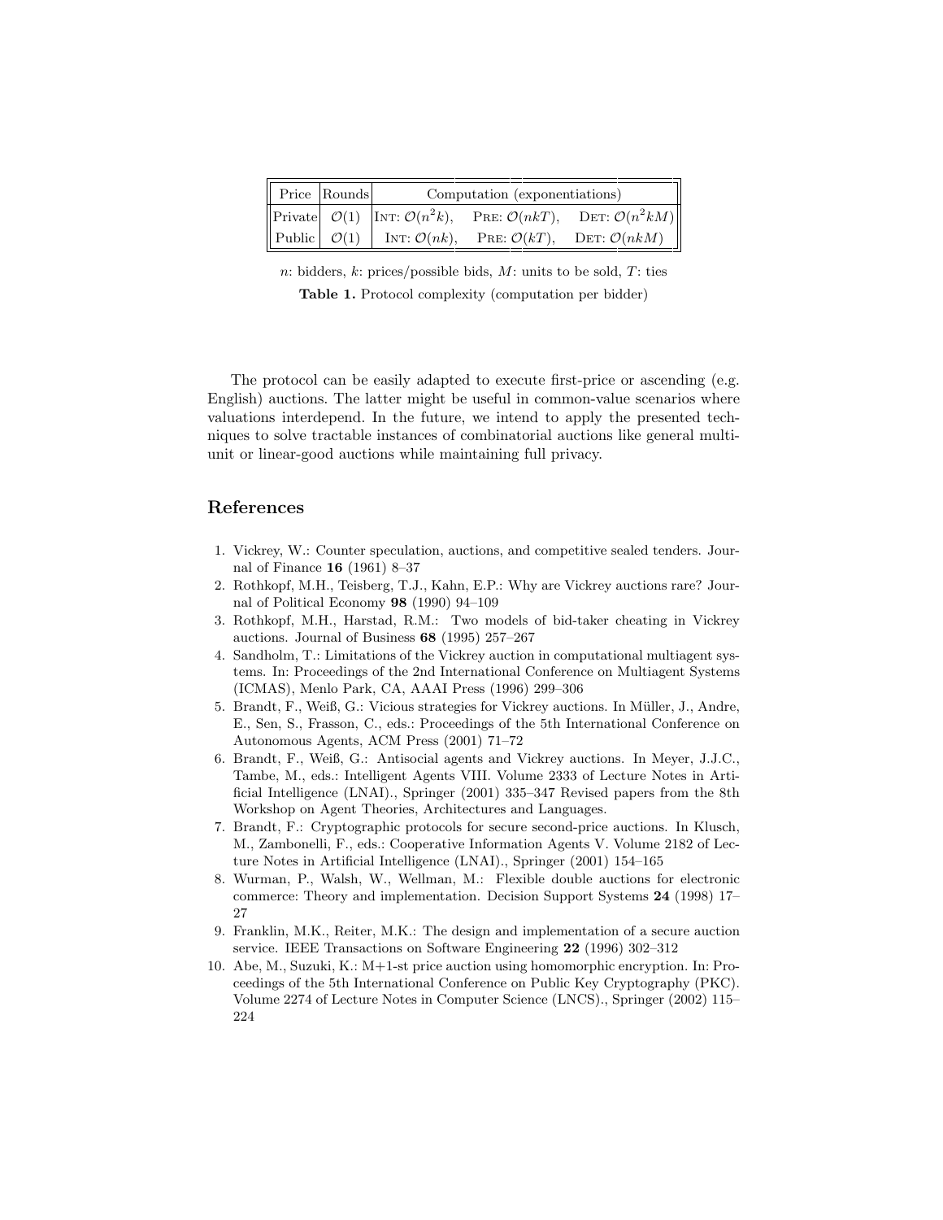| Price | Rounds | Computation (exponentiations) | | |
|---|---|---|---|---|
| Private | $\mathcal{O}(1)$ | INT: $\mathcal{O}(n^2k)$, | PRE: $\mathcal{O}(nkT)$, | DET: $\mathcal{O}(n^2kM)$ |
| Public | $\mathcal{O}(1)$ | INT: $\mathcal{O}(nk)$, | PRE: $\mathcal{O}(kT)$, | DET: $\mathcal{O}(nkM)$ |

$n$: bidders, $k$: prices/possible bids, $M$: units to be sold, $T$: ties

**Table 1.** Protocol complexity (computation per bidder)

The protocol can be easily adapted to execute first-price or ascending (e.g. English) auctions. The latter might be useful in common-value scenarios where valuations interdepend. In the future, we intend to apply the presented techniques to solve tractable instances of combinatorial auctions like general multi-unit or linear-good auctions while maintaining full privacy.

## References

1. Vickrey, W.: Counter speculation, auctions, and competitive sealed tenders. Journal of Finance **16** (1961) 8–37
2. Rothkopf, M.H., Teisberg, T.J., Kahn, E.P.: Why are Vickrey auctions rare? Journal of Political Economy **98** (1990) 94–109
3. Rothkopf, M.H., Harstad, R.M.: Two models of bid-taker cheating in Vickrey auctions. Journal of Business **68** (1995) 257–267
4. Sandholm, T.: Limitations of the Vickrey auction in computational multiagent systems. In: Proceedings of the 2nd International Conference on Multiagent Systems (ICMAS), Menlo Park, CA, AAAI Press (1996) 299–306
5. Brandt, F., Weiß, G.: Vicious strategies for Vickrey auctions. In Müller, J., Andre, E., Sen, S., Frasson, C., eds.: Proceedings of the 5th International Conference on Autonomous Agents, ACM Press (2001) 71–72
6. Brandt, F., Weiß, G.: Antisocial agents and Vickrey auctions. In Meyer, J.J.C., Tambe, M., eds.: Intelligent Agents VIII. Volume 2333 of Lecture Notes in Artificial Intelligence (LNAI)., Springer (2001) 335–347 Revised papers from the 8th Workshop on Agent Theories, Architectures and Languages.
7. Brandt, F.: Cryptographic protocols for secure second-price auctions. In Klusch, M., Zambonelli, F., eds.: Cooperative Information Agents V. Volume 2182 of Lecture Notes in Artificial Intelligence (LNAI)., Springer (2001) 154–165
8. Wurman, P., Walsh, W., Wellman, M.: Flexible double auctions for electronic commerce: Theory and implementation. Decision Support Systems **24** (1998) 17–27
9. Franklin, M.K., Reiter, M.K.: The design and implementation of a secure auction service. IEEE Transactions on Software Engineering **22** (1996) 302–312
10. Abe, M., Suzuki, K.: M+1-st price auction using homomorphic encryption. In: Proceedings of the 5th International Conference on Public Key Cryptography (PKC). Volume 2274 of Lecture Notes in Computer Science (LNCS)., Springer (2002) 115–224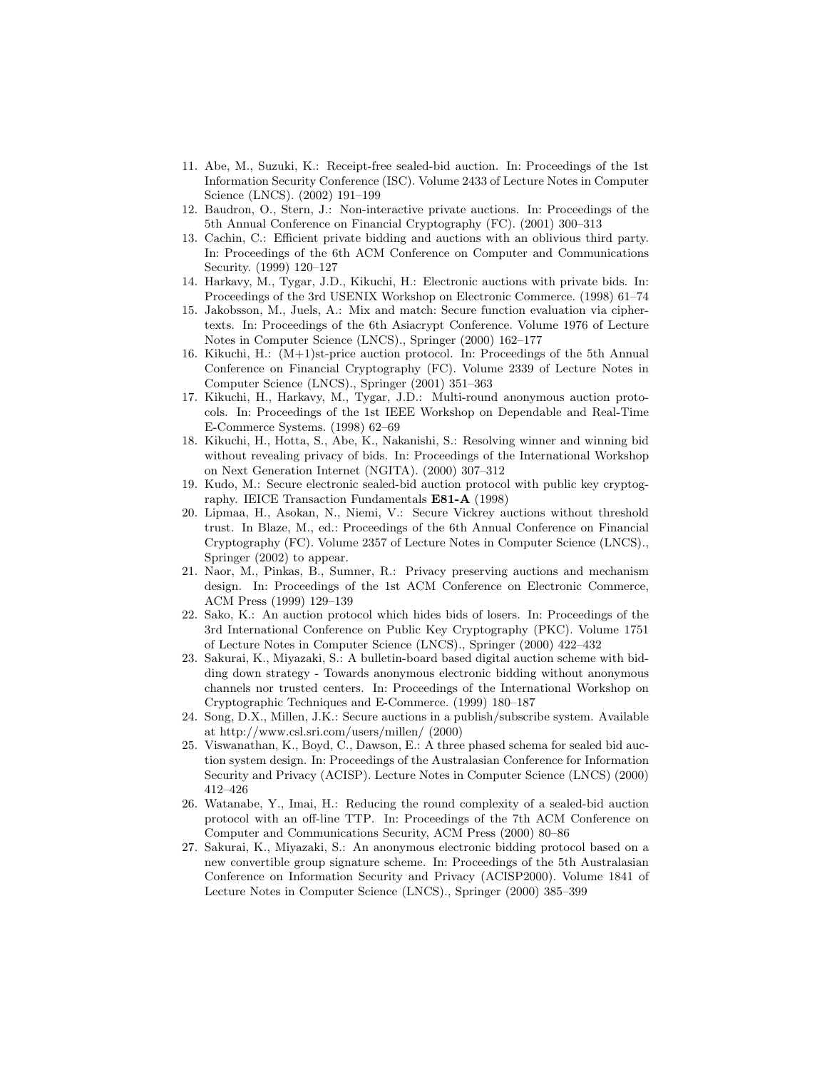11. Abe, M., Suzuki, K.: Receipt-free sealed-bid auction. In: Proceedings of the 1st Information Security Conference (ISC). Volume 2433 of Lecture Notes in Computer Science (LNCS). (2002) 191–199
12. Baudron, O., Stern, J.: Non-interactive private auctions. In: Proceedings of the 5th Annual Conference on Financial Cryptography (FC). (2001) 300–313
13. Cachin, C.: Efficient private bidding and auctions with an oblivious third party. In: Proceedings of the 6th ACM Conference on Computer and Communications Security. (1999) 120–127
14. Harkavy, M., Tygar, J.D., Kikuchi, H.: Electronic auctions with private bids. In: Proceedings of the 3rd USENIX Workshop on Electronic Commerce. (1998) 61–74
15. Jakobsson, M., Juels, A.: Mix and match: Secure function evaluation via ciphertexts. In: Proceedings of the 6th Asiacrypt Conference. Volume 1976 of Lecture Notes in Computer Science (LNCS)., Springer (2000) 162–177
16. Kikuchi, H.: (M+1)st-price auction protocol. In: Proceedings of the 5th Annual Conference on Financial Cryptography (FC). Volume 2339 of Lecture Notes in Computer Science (LNCS)., Springer (2001) 351–363
17. Kikuchi, H., Harkavy, M., Tygar, J.D.: Multi-round anonymous auction protocols. In: Proceedings of the 1st IEEE Workshop on Dependable and Real-Time E-Commerce Systems. (1998) 62–69
18. Kikuchi, H., Hotta, S., Abe, K., Nakanishi, S.: Resolving winner and winning bid without revealing privacy of bids. In: Proceedings of the International Workshop on Next Generation Internet (NGITA). (2000) 307–312
19. Kudo, M.: Secure electronic sealed-bid auction protocol with public key cryptography. IEICE Transaction Fundamentals **E81-A** (1998)
20. Lipmaa, H., Asokan, N., Niemi, V.: Secure Vickrey auctions without threshold trust. In Blaze, M., ed.: Proceedings of the 6th Annual Conference on Financial Cryptography (FC). Volume 2357 of Lecture Notes in Computer Science (LNCS)., Springer (2002) to appear.
21. Naor, M., Pinkas, B., Sumner, R.: Privacy preserving auctions and mechanism design. In: Proceedings of the 1st ACM Conference on Electronic Commerce, ACM Press (1999) 129–139
22. Sako, K.: An auction protocol which hides bids of losers. In: Proceedings of the 3rd International Conference on Public Key Cryptography (PKC). Volume 1751 of Lecture Notes in Computer Science (LNCS)., Springer (2000) 422–432
23. Sakurai, K., Miyazaki, S.: A bulletin-board based digital auction scheme with bidding down strategy - Towards anonymous electronic bidding without anonymous channels nor trusted centers. In: Proceedings of the International Workshop on Cryptographic Techniques and E-Commerce. (1999) 180–187
24. Song, D.X., Millen, J.K.: Secure auctions in a publish/subscribe system. Available at http://www.csl.sri.com/users/millen/ (2000)
25. Viswanathan, K., Boyd, C., Dawson, E.: A three phased schema for sealed bid auction system design. In: Proceedings of the Australasian Conference for Information Security and Privacy (ACISP). Lecture Notes in Computer Science (LNCS) (2000) 412–426
26. Watanabe, Y., Imai, H.: Reducing the round complexity of a sealed-bid auction protocol with an off-line TTP. In: Proceedings of the 7th ACM Conference on Computer and Communications Security, ACM Press (2000) 80–86
27. Sakurai, K., Miyazaki, S.: An anonymous electronic bidding protocol based on a new convertible group signature scheme. In: Proceedings of the 5th Australasian Conference on Information Security and Privacy (ACISP2000). Volume 1841 of Lecture Notes in Computer Science (LNCS)., Springer (2000) 385–399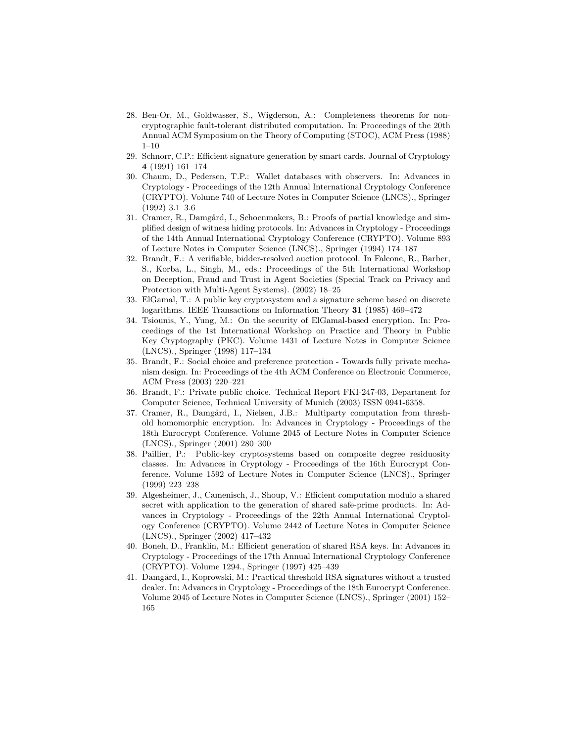28. Ben-Or, M., Goldwasser, S., Wigderson, A.: Completeness theorems for non-cryptographic fault-tolerant distributed computation. In: Proceedings of the 20th Annual ACM Symposium on the Theory of Computing (STOC), ACM Press (1988) 1–10
29. Schnorr, C.P.: Efficient signature generation by smart cards. Journal of Cryptology **4** (1991) 161–174
30. Chaum, D., Pedersen, T.P.: Wallet databases with observers. In: Advances in Cryptology - Proceedings of the 12th Annual International Cryptology Conference (CRYPTO). Volume 740 of Lecture Notes in Computer Science (LNCS)., Springer (1992) 3.1–3.6
31. Cramer, R., Damgård, I., Schoenmakers, B.: Proofs of partial knowledge and simplified design of witness hiding protocols. In: Advances in Cryptology - Proceedings of the 14th Annual International Cryptology Conference (CRYPTO). Volume 893 of Lecture Notes in Computer Science (LNCS)., Springer (1994) 174–187
32. Brandt, F.: A verifiable, bidder-resolved auction protocol. In Falcone, R., Barber, S., Korba, L., Singh, M., eds.: Proceedings of the 5th International Workshop on Deception, Fraud and Trust in Agent Societies (Special Track on Privacy and Protection with Multi-Agent Systems). (2002) 18–25
33. ElGamal, T.: A public key cryptosystem and a signature scheme based on discrete logarithms. IEEE Transactions on Information Theory **31** (1985) 469–472
34. Tsiounis, Y., Yung, M.: On the security of ElGamal-based encryption. In: Proceedings of the 1st International Workshop on Practice and Theory in Public Key Cryptography (PKC). Volume 1431 of Lecture Notes in Computer Science (LNCS)., Springer (1998) 117–134
35. Brandt, F.: Social choice and preference protection - Towards fully private mechanism design. In: Proceedings of the 4th ACM Conference on Electronic Commerce, ACM Press (2003) 220–221
36. Brandt, F.: Private public choice. Technical Report FKI-247-03, Department for Computer Science, Technical University of Munich (2003) ISSN 0941-6358.
37. Cramer, R., Damgård, I., Nielsen, J.B.: Multiparty computation from threshold homomorphic encryption. In: Advances in Cryptology - Proceedings of the 18th Eurocrypt Conference. Volume 2045 of Lecture Notes in Computer Science (LNCS)., Springer (2001) 280–300
38. Paillier, P.: Public-key cryptosystems based on composite degree residuosity classes. In: Advances in Cryptology - Proceedings of the 16th Eurocrypt Conference. Volume 1592 of Lecture Notes in Computer Science (LNCS)., Springer (1999) 223–238
39. Algesheimer, J., Camenisch, J., Shoup, V.: Efficient computation modulo a shared secret with application to the generation of shared safe-prime products. In: Advances in Cryptology - Proceedings of the 22th Annual International Cryptology Conference (CRYPTO). Volume 2442 of Lecture Notes in Computer Science (LNCS)., Springer (2002) 417–432
40. Boneh, D., Franklin, M.: Efficient generation of shared RSA keys. In: Advances in Cryptology - Proceedings of the 17th Annual International Cryptology Conference (CRYPTO). Volume 1294., Springer (1997) 425–439
41. Damgård, I., Koprowski, M.: Practical threshold RSA signatures without a trusted dealer. In: Advances in Cryptology - Proceedings of the 18th Eurocrypt Conference. Volume 2045 of Lecture Notes in Computer Science (LNCS)., Springer (2001) 152–165